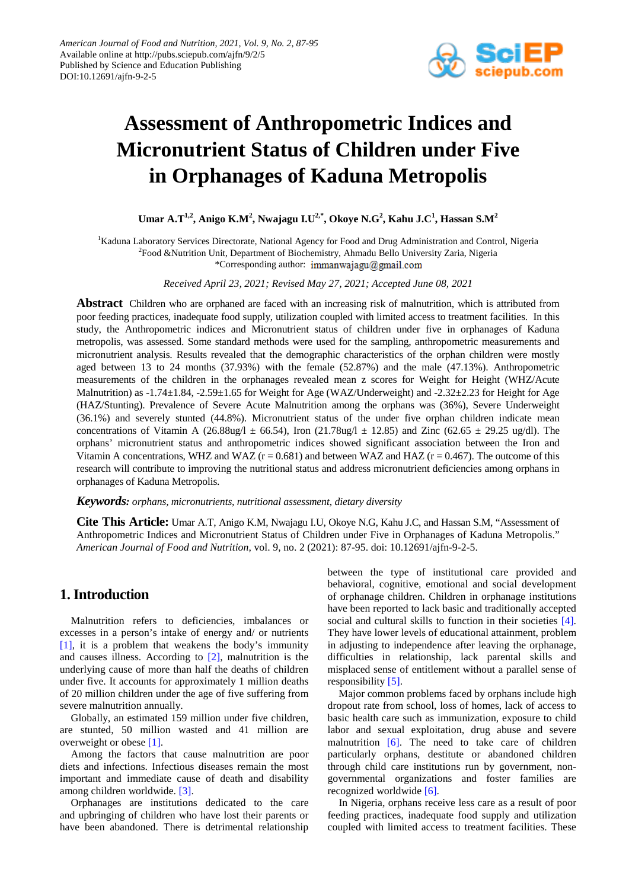# Assessment of Anthropometric Indices and Micronutrient Status of Children under Five in Orphanages of Kaduna Metropolis

**Umar A.T[1,2], Anigo K.M[2], Nwajagu I.U[2,*], Okoye N.G[2], Kahu J.C[1], Hassan S.M[2]**

[1]Kaduna Laboratory Services Directorate, National Agency for Food and Drug Administration and Control, Nigeria
[2]Food &Nutrition Unit, Department of Biochemistry, Ahmadu Bello University Zaria, Nigeria
*Corresponding author: immanwajagu@gmail.com

*Received April 23, 2021; Revised May 27, 2021; Accepted June 08, 2021*

**Abstract** Children who are orphaned are faced with an increasing risk of malnutrition, which is attributed from poor feeding practices, inadequate food supply, utilization coupled with limited access to treatment facilities. In this study, the Anthropometric indices and Micronutrient status of children under five in orphanages of Kaduna metropolis, was assessed. Some standard methods were used for the sampling, anthropometric measurements and micronutrient analysis. Results revealed that the demographic characteristics of the orphan children were mostly aged between 13 to 24 months (37.93%) with the female (52.87%) and the male (47.13%). Anthropometric measurements of the children in the orphanages revealed mean z scores for Weight for Height (WHZ/Acute Malnutrition) as -1.74±1.84, -2.59±1.65 for Weight for Age (WAZ/Underweight) and -2.32±2.23 for Height for Age (HAZ/Stunting). Prevalence of Severe Acute Malnutrition among the orphans was (36%), Severe Underweight (36.1%) and severely stunted (44.8%). Micronutrient status of the under five orphan children indicate mean concentrations of Vitamin A (26.88ug/l ± 66.54), Iron (21.78ug/l ± 12.85) and Zinc (62.65 ± 29.25 ug/dl). The orphans' micronutrient status and anthropometric indices showed significant association between the Iron and Vitamin A concentrations, WHZ and WAZ (r = 0.681) and between WAZ and HAZ (r = 0.467). The outcome of this research will contribute to improving the nutritional status and address micronutrient deficiencies among orphans in orphanages of Kaduna Metropolis.

***Keywords:*** *orphans, micronutrients, nutritional assessment, dietary diversity*

**Cite This Article:** Umar A.T, Anigo K.M, Nwajagu I.U, Okoye N.G, Kahu J.C, and Hassan S.M, "Assessment of Anthropometric Indices and Micronutrient Status of Children under Five in Orphanages of Kaduna Metropolis." *American Journal of Food and Nutrition*, vol. 9, no. 2 (2021): 87-95. doi: 10.12691/ajfn-9-2-5.

## 1. Introduction

Malnutrition refers to deficiencies, imbalances or excesses in a person's intake of energy and/ or nutrients [1], it is a problem that weakens the body's immunity and causes illness. According to [2], malnutrition is the underlying cause of more than half the deaths of children under five. It accounts for approximately 1 million deaths of 20 million children under the age of five suffering from severe malnutrition annually.

Globally, an estimated 159 million under five children, are stunted, 50 million wasted and 41 million are overweight or obese [1].

Among the factors that cause malnutrition are poor diets and infections. Infectious diseases remain the most important and immediate cause of death and disability among children worldwide. [3].

Orphanages are institutions dedicated to the care and upbringing of children who have lost their parents or have been abandoned. There is detrimental relationship between the type of institutional care provided and behavioral, cognitive, emotional and social development of orphanage children. Children in orphanage institutions have been reported to lack basic and traditionally accepted social and cultural skills to function in their societies [4]. They have lower levels of educational attainment, problem in adjusting to independence after leaving the orphanage, difficulties in relationship, lack parental skills and misplaced sense of entitlement without a parallel sense of responsibility [5].

Major common problems faced by orphans include high dropout rate from school, loss of homes, lack of access to basic health care such as immunization, exposure to child labor and sexual exploitation, drug abuse and severe malnutrition [6]. The need to take care of children particularly orphans, destitute or abandoned children through child care institutions run by government, non-governmental organizations and foster families are recognized worldwide [6].

In Nigeria, orphans receive less care as a result of poor feeding practices, inadequate food supply and utilization coupled with limited access to treatment facilities. These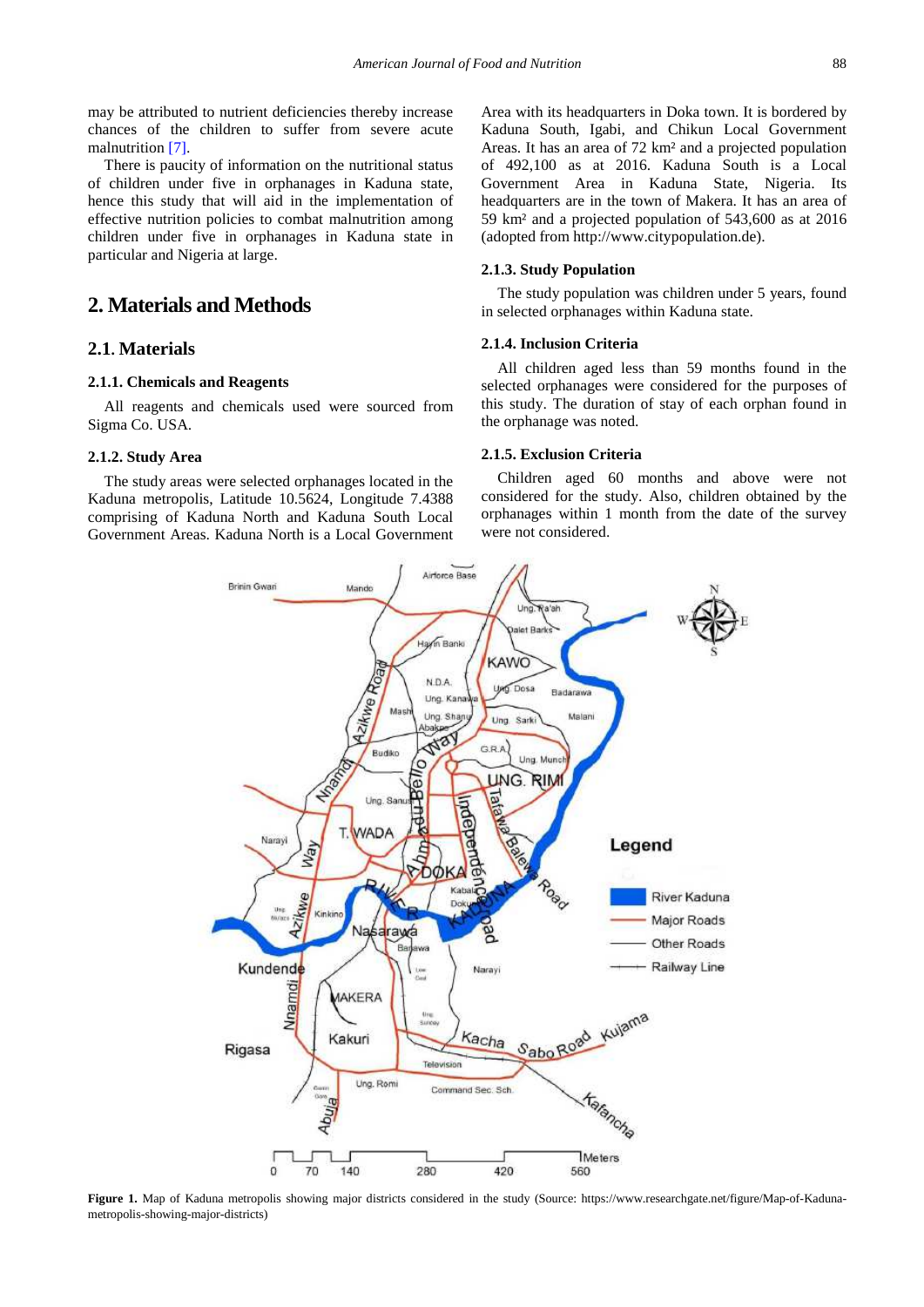may be attributed to nutrient deficiencies thereby increase chances of the children to suffer from severe acute malnutrition [7].

There is paucity of information on the nutritional status of children under five in orphanages in Kaduna state, hence this study that will aid in the implementation of effective nutrition policies to combat malnutrition among children under five in orphanages in Kaduna state in particular and Nigeria at large.

## 2. Materials and Methods

### 2.1. Materials

#### 2.1.1. Chemicals and Reagents

All reagents and chemicals used were sourced from Sigma Co. USA.

#### 2.1.2. Study Area

The study areas were selected orphanages located in the Kaduna metropolis, Latitude 10.5624, Longitude 7.4388 comprising of Kaduna North and Kaduna South Local Government Areas. Kaduna North is a Local Government Area with its headquarters in Doka town. It is bordered by Kaduna South, Igabi, and Chikun Local Government Areas. It has an area of 72 km² and a projected population of 492,100 as at 2016. Kaduna South is a Local Government Area in Kaduna State, Nigeria. Its headquarters are in the town of Makera. It has an area of 59 km² and a projected population of 543,600 as at 2016 (adopted from http://www.citypopulation.de).

#### 2.1.3. Study Population

The study population was children under 5 years, found in selected orphanages within Kaduna state.

#### 2.1.4. Inclusion Criteria

All children aged less than 59 months found in the selected orphanages were considered for the purposes of this study. The duration of stay of each orphan found in the orphanage was noted.

#### 2.1.5. Exclusion Criteria

Children aged 60 months and above were not considered for the study. Also, children obtained by the orphanages within 1 month from the date of the survey were not considered.

**Figure 1.** Map of Kaduna metropolis showing major districts considered in the study (Source: https://www.researchgate.net/figure/Map-of-Kaduna-metropolis-showing-major-districts)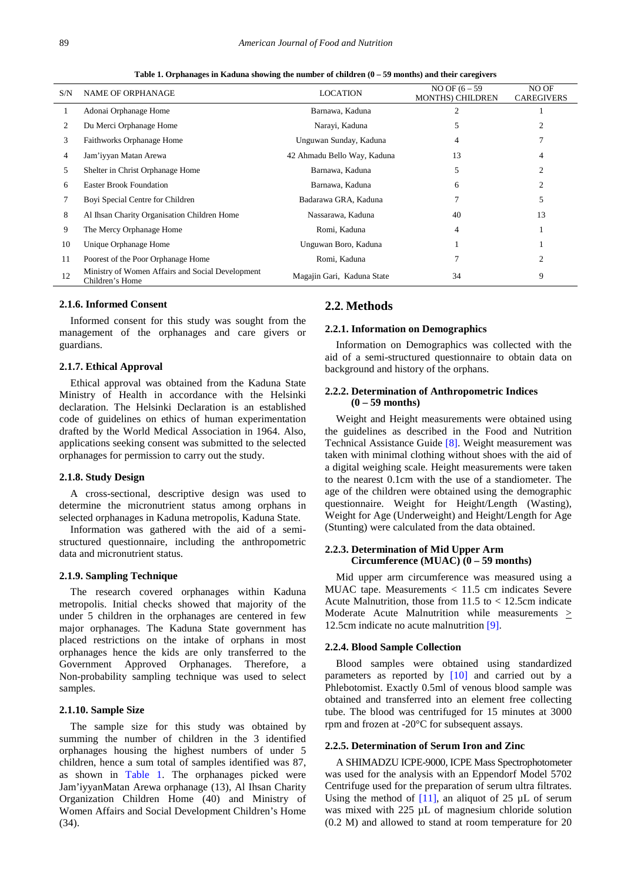**Table 1. Orphanages in Kaduna showing the number of children (0 – 59 months) and their caregivers**

| S/N | NAME OF ORPHANAGE | LOCATION | NO OF (6 – 59 MONTHS) CHILDREN | NO OF CAREGIVERS |
|---|---|---|---|---|
| 1 | Adonai Orphanage Home | Barnawa, Kaduna | 2 | 1 |
| 2 | Du Merci Orphanage Home | Narayi, Kaduna | 5 | 2 |
| 3 | Faithworks Orphanage Home | Unguwan Sunday, Kaduna | 4 | 7 |
| 4 | Jam'iyyan Matan Arewa | 42 Ahmadu Bello Way, Kaduna | 13 | 4 |
| 5 | Shelter in Christ Orphanage Home | Barnawa, Kaduna | 5 | 2 |
| 6 | Easter Brook Foundation | Barnawa, Kaduna | 6 | 2 |
| 7 | Boyi Special Centre for Children | Badarawa GRA, Kaduna | 7 | 5 |
| 8 | Al Ihsan Charity Organisation Children Home | Nassarawa, Kaduna | 40 | 13 |
| 9 | The Mercy Orphanage Home | Romi, Kaduna | 4 | 1 |
| 10 | Unique Orphanage Home | Unguwan Boro, Kaduna | 1 | 1 |
| 11 | Poorest of the Poor Orphanage Home | Romi, Kaduna | 7 | 2 |
| 12 | Ministry of Women Affairs and Social Development Children's Home | Magajin Gari, Kaduna State | 34 | 9 |

#### 2.1.6. Informed Consent

Informed consent for this study was sought from the management of the orphanages and care givers or guardians.

#### 2.1.7. Ethical Approval

Ethical approval was obtained from the Kaduna State Ministry of Health in accordance with the Helsinki declaration. The Helsinki Declaration is an established code of guidelines on ethics of human experimentation drafted by the World Medical Association in 1964. Also, applications seeking consent was submitted to the selected orphanages for permission to carry out the study.

#### 2.1.8. Study Design

A cross-sectional, descriptive design was used to determine the micronutrient status among orphans in selected orphanages in Kaduna metropolis, Kaduna State.

Information was gathered with the aid of a semi-structured questionnaire, including the anthropometric data and micronutrient status.

#### 2.1.9. Sampling Technique

The research covered orphanages within Kaduna metropolis. Initial checks showed that majority of the under 5 children in the orphanages are centered in few major orphanages. The Kaduna State government has placed restrictions on the intake of orphans in most orphanages hence the kids are only transferred to the Government Approved Orphanages. Therefore, a Non-probability sampling technique was used to select samples.

#### 2.1.10. Sample Size

The sample size for this study was obtained by summing the number of children in the 3 identified orphanages housing the highest numbers of under 5 children, hence a sum total of samples identified was 87, as shown in Table 1. The orphanages picked were Jam'iyyanMatan Arewa orphanage (13), Al Ihsan Charity Organization Children Home (40) and Ministry of Women Affairs and Social Development Children's Home (34).

### 2.2. Methods

#### 2.2.1. Information on Demographics

Information on Demographics was collected with the aid of a semi-structured questionnaire to obtain data on background and history of the orphans.

#### 2.2.2. Determination of Anthropometric Indices (0 – 59 months)

Weight and Height measurements were obtained using the guidelines as described in the Food and Nutrition Technical Assistance Guide [8]. Weight measurement was taken with minimal clothing without shoes with the aid of a digital weighing scale. Height measurements were taken to the nearest 0.1cm with the use of a standiometer. The age of the children were obtained using the demographic questionnaire. Weight for Height/Length (Wasting), Weight for Age (Underweight) and Height/Length for Age (Stunting) were calculated from the data obtained.

#### 2.2.3. Determination of Mid Upper Arm Circumference (MUAC) (0 – 59 months)

Mid upper arm circumference was measured using a MUAC tape. Measurements < 11.5 cm indicates Severe Acute Malnutrition, those from 11.5 to < 12.5cm indicate Moderate Acute Malnutrition while measurements ≥ 12.5cm indicate no acute malnutrition [9].

#### 2.2.4. Blood Sample Collection

Blood samples were obtained using standardized parameters as reported by [10] and carried out by a Phlebotomist. Exactly 0.5ml of venous blood sample was obtained and transferred into an element free collecting tube. The blood was centrifuged for 15 minutes at 3000 rpm and frozen at -20°C for subsequent assays.

#### 2.2.5. Determination of Serum Iron and Zinc

A SHIMADZU ICPE-9000, ICPE Mass Spectrophotometer was used for the analysis with an Eppendorf Model 5702 Centrifuge used for the preparation of serum ultra filtrates. Using the method of [11], an aliquot of 25 µL of serum was mixed with 225 µL of magnesium chloride solution (0.2 M) and allowed to stand at room temperature for 20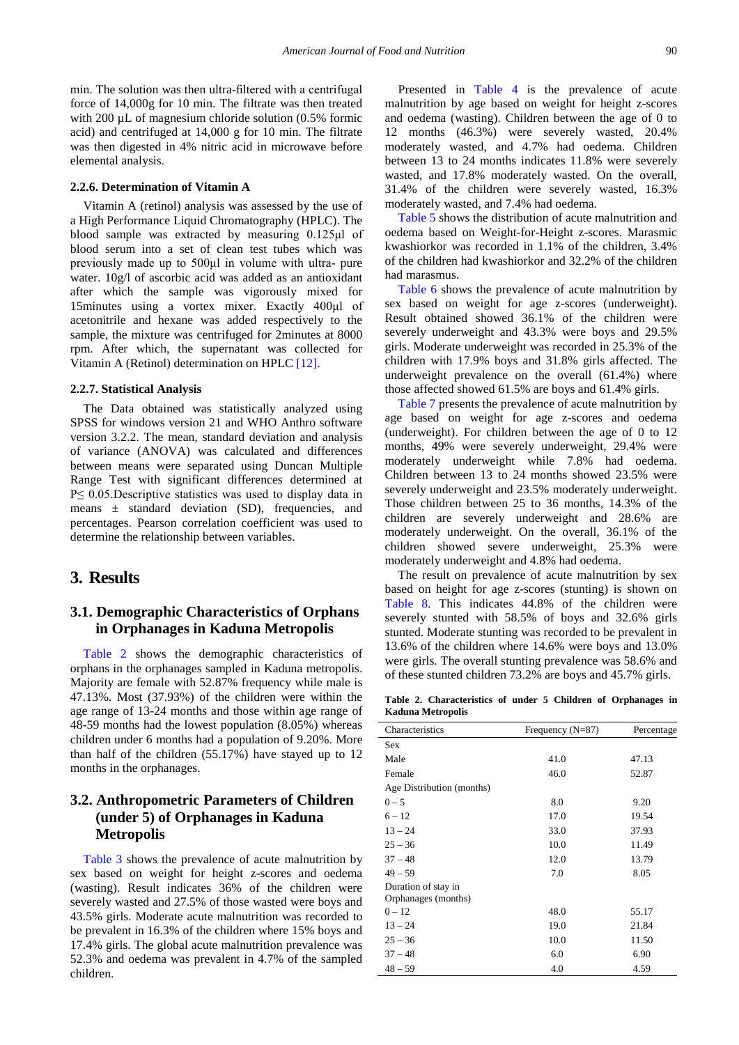min. The solution was then ultra-filtered with a centrifugal force of 14,000g for 10 min. The filtrate was then treated with 200 µL of magnesium chloride solution (0.5% formic acid) and centrifuged at 14,000 g for 10 min. The filtrate was then digested in 4% nitric acid in microwave before elemental analysis.

#### 2.2.6. Determination of Vitamin A

Vitamin A (retinol) analysis was assessed by the use of a High Performance Liquid Chromatography (HPLC). The blood sample was extracted by measuring 0.125µl of blood serum into a set of clean test tubes which was previously made up to 500µl in volume with ultra- pure water. 10g/l of ascorbic acid was added as an antioxidant after which the sample was vigorously mixed for 15minutes using a vortex mixer. Exactly 400µl of acetonitrile and hexane was added respectively to the sample, the mixture was centrifuged for 2minutes at 8000 rpm. After which, the supernatant was collected for Vitamin A (Retinol) determination on HPLC [12].

#### 2.2.7. Statistical Analysis

The Data obtained was statistically analyzed using SPSS for windows version 21 and WHO Anthro software version 3.2.2. The mean, standard deviation and analysis of variance (ANOVA) was calculated and differences between means were separated using Duncan Multiple Range Test with significant differences determined at $P \leq 0.05$.Descriptive statistics was used to display data in means ± standard deviation (SD), frequencies, and percentages. Pearson correlation coefficient was used to determine the relationship between variables.

## 3. Results

### 3.1. Demographic Characteristics of Orphans in Orphanages in Kaduna Metropolis

Table 2 shows the demographic characteristics of orphans in the orphanages sampled in Kaduna metropolis. Majority are female with 52.87% frequency while male is 47.13%. Most (37.93%) of the children were within the age range of 13-24 months and those within age range of 48-59 months had the lowest population (8.05%) whereas children under 6 months had a population of 9.20%. More than half of the children (55.17%) have stayed up to 12 months in the orphanages.

### 3.2. Anthropometric Parameters of Children (under 5) of Orphanages in Kaduna Metropolis

Table 3 shows the prevalence of acute malnutrition by sex based on weight for height z-scores and oedema (wasting). Result indicates 36% of the children were severely wasted and 27.5% of those wasted were boys and 43.5% girls. Moderate acute malnutrition was recorded to be prevalent in 16.3% of the children where 15% boys and 17.4% girls. The global acute malnutrition prevalence was 52.3% and oedema was prevalent in 4.7% of the sampled children.

Presented in Table 4 is the prevalence of acute malnutrition by age based on weight for height z-scores and oedema (wasting). Children between the age of 0 to 12 months (46.3%) were severely wasted, 20.4% moderately wasted, and 4.7% had oedema. Children between 13 to 24 months indicates 11.8% were severely wasted, and 17.8% moderately wasted. On the overall, 31.4% of the children were severely wasted, 16.3% moderately wasted, and 7.4% had oedema.

Table 5 shows the distribution of acute malnutrition and oedema based on Weight-for-Height z-scores. Marasmic kwashiorkor was recorded in 1.1% of the children, 3.4% of the children had kwashiorkor and 32.2% of the children had marasmus.

Table 6 shows the prevalence of acute malnutrition by sex based on weight for age z-scores (underweight). Result obtained showed 36.1% of the children were severely underweight and 43.3% were boys and 29.5% girls. Moderate underweight was recorded in 25.3% of the children with 17.9% boys and 31.8% girls affected. The underweight prevalence on the overall (61.4%) where those affected showed 61.5% are boys and 61.4% girls.

Table 7 presents the prevalence of acute malnutrition by age based on weight for age z-scores and oedema (underweight). For children between the age of 0 to 12 months, 49% were severely underweight, 29.4% were moderately underweight while 7.8% had oedema. Children between 13 to 24 months showed 23.5% were severely underweight and 23.5% moderately underweight. Those children between 25 to 36 months, 14.3% of the children are severely underweight and 28.6% are moderately underweight. On the overall, 36.1% of the children showed severe underweight, 25.3% were moderately underweight and 4.8% had oedema.

The result on prevalence of acute malnutrition by sex based on height for age z-scores (stunting) is shown on Table 8. This indicates 44.8% of the children were severely stunted with 58.5% of boys and 32.6% girls stunted. Moderate stunting was recorded to be prevalent in 13.6% of the children where 14.6% were boys and 13.0% were girls. The overall stunting prevalence was 58.6% and of these stunted children 73.2% are boys and 45.7% girls.

**Table 2. Characteristics of under 5 Children of Orphanages in Kaduna Metropolis**

| Characteristics | Frequency (N=87) | Percentage |
|---|---|---|
| Sex | | |
| Male | 41.0 | 47.13 |
| Female | 46.0 | 52.87 |
| Age Distribution (months) | | |
| 0 – 5 | 8.0 | 9.20 |
| 6 – 12 | 17.0 | 19.54 |
| 13 – 24 | 33.0 | 37.93 |
| 25 – 36 | 10.0 | 11.49 |
| 37 – 48 | 12.0 | 13.79 |
| 49 – 59 | 7.0 | 8.05 |
| Duration of stay in Orphanages (months) | | |
| 0 – 12 | 48.0 | 55.17 |
| 13 – 24 | 19.0 | 21.84 |
| 25 – 36 | 10.0 | 11.50 |
| 37 – 48 | 6.0 | 6.90 |
| 48 – 59 | 4.0 | 4.59 |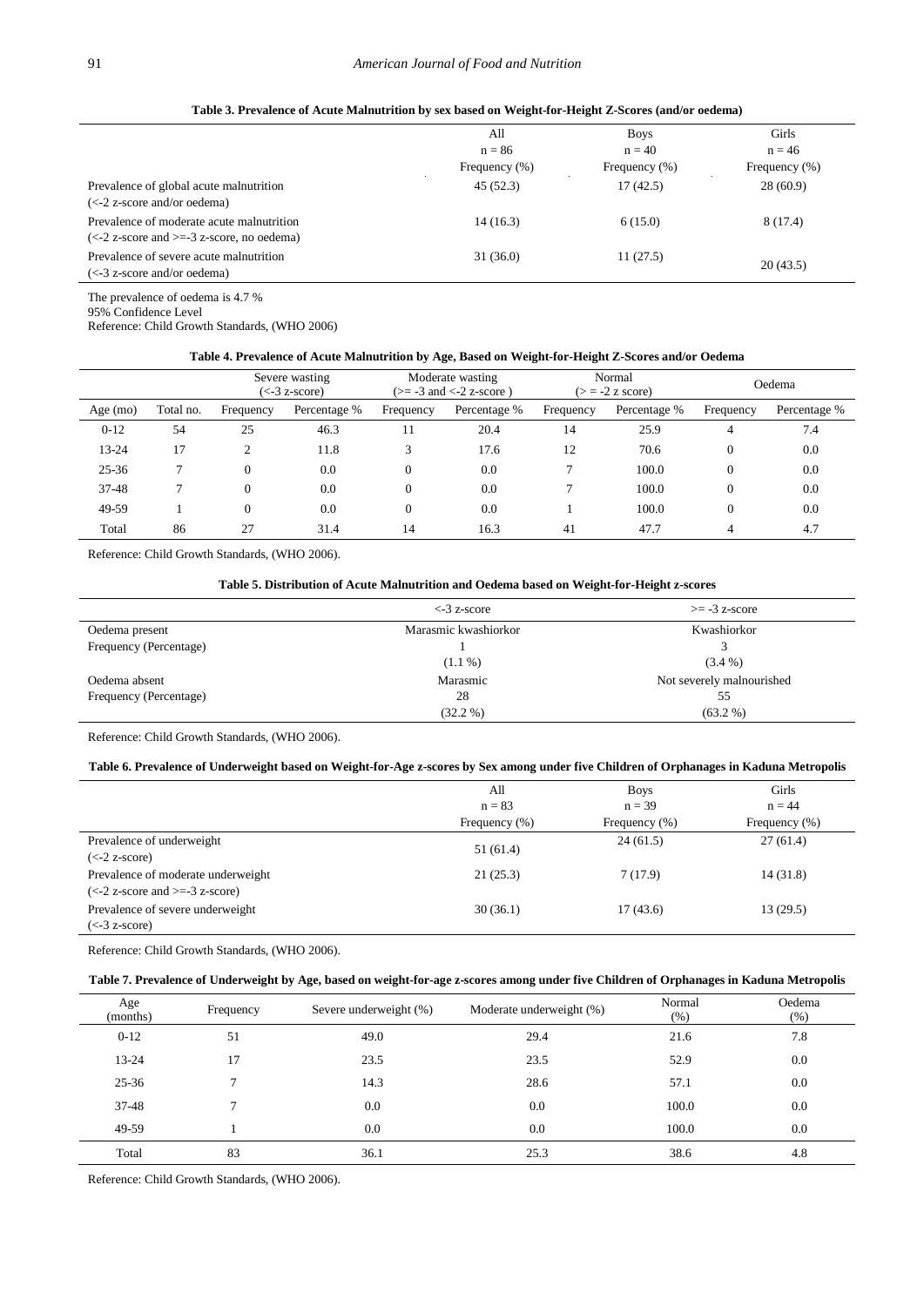**Table 3. Prevalence of Acute Malnutrition by sex based on Weight-for-Height Z-Scores (and/or oedema)**

| | All<br>n = 86<br>Frequency (%) | Boys<br>n = 40<br>Frequency (%) | Girls<br>n = 46<br>Frequency (%) |
|---|---|---|---|
| Prevalence of global acute malnutrition<br>(<-2 z-score and/or oedema) | 45 (52.3) | 17 (42.5) | 28 (60.9) |
| Prevalence of moderate acute malnutrition<br>(<-2 z-score and >=-3 z-score, no oedema) | 14 (16.3) | 6 (15.0) | 8 (17.4) |
| Prevalence of severe acute malnutrition<br>(<-3 z-score and/or oedema) | 31 (36.0) | 11 (27.5) | 20 (43.5) |

The prevalence of oedema is 4.7 %
95% Confidence Level
Reference: Child Growth Standards, (WHO 2006)

**Table 4. Prevalence of Acute Malnutrition by Age, Based on Weight-for-Height Z-Scores and/or Oedema**

| | | Severe wasting (<-3 z-score) | | Moderate wasting (>= -3 and <-2 z-score ) | | Normal (> = -2 z score) | | Oedema | |
|---|---|---|---|---|---|---|---|---|---|
| Age (mo) | Total no. | Frequency | Percentage % | Frequency | Percentage % | Frequency | Percentage % | Frequency | Percentage % |
| 0-12 | 54 | 25 | 46.3 | 11 | 20.4 | 14 | 25.9 | 4 | 7.4 |
| 13-24 | 17 | 2 | 11.8 | 3 | 17.6 | 12 | 70.6 | 0 | 0.0 |
| 25-36 | 7 | 0 | 0.0 | 0 | 0.0 | 7 | 100.0 | 0 | 0.0 |
| 37-48 | 7 | 0 | 0.0 | 0 | 0.0 | 7 | 100.0 | 0 | 0.0 |
| 49-59 | 1 | 0 | 0.0 | 0 | 0.0 | 1 | 100.0 | 0 | 0.0 |
| Total | 86 | 27 | 31.4 | 14 | 16.3 | 41 | 47.7 | 4 | 4.7 |

Reference: Child Growth Standards, (WHO 2006).

**Table 5. Distribution of Acute Malnutrition and Oedema based on Weight-for-Height z-scores**

| | <-3 z-score | >= -3 z-score |
|---|---|---|
| Oedema present<br>Frequency (Percentage) | Marasmic kwashiorkor<br>1<br>(1.1 %) | Kwashiorkor<br>3<br>(3.4 %) |
| Oedema absent<br>Frequency (Percentage) | Marasmic<br>28<br>(32.2 %) | Not severely malnourished<br>55<br>(63.2 %) |

Reference: Child Growth Standards, (WHO 2006).

**Table 6. Prevalence of Underweight based on Weight-for-Age z-scores by Sex among under five Children of Orphanages in Kaduna Metropolis**

| | All<br>n = 83<br>Frequency (%) | Boys<br>n = 39<br>Frequency (%) | Girls<br>n = 44<br>Frequency (%) |
|---|---|---|---|
| Prevalence of underweight<br>(<-2 z-score) | 51 (61.4) | 24 (61.5) | 27 (61.4) |
| Prevalence of moderate underweight<br>(<-2 z-score and >=-3 z-score) | 21 (25.3) | 7 (17.9) | 14 (31.8) |
| Prevalence of severe underweight<br>(<-3 z-score) | 30 (36.1) | 17 (43.6) | 13 (29.5) |

Reference: Child Growth Standards, (WHO 2006).

**Table 7. Prevalence of Underweight by Age, based on weight-for-age z-scores among under five Children of Orphanages in Kaduna Metropolis**

| Age (months) | Frequency | Severe underweight (%) | Moderate underweight (%) | Normal (%) | Oedema (%) |
|---|---|---|---|---|---|
| 0-12 | 51 | 49.0 | 29.4 | 21.6 | 7.8 |
| 13-24 | 17 | 23.5 | 23.5 | 52.9 | 0.0 |
| 25-36 | 7 | 14.3 | 28.6 | 57.1 | 0.0 |
| 37-48 | 7 | 0.0 | 0.0 | 100.0 | 0.0 |
| 49-59 | 1 | 0.0 | 0.0 | 100.0 | 0.0 |
| Total | 83 | 36.1 | 25.3 | 38.6 | 4.8 |

Reference: Child Growth Standards, (WHO 2006).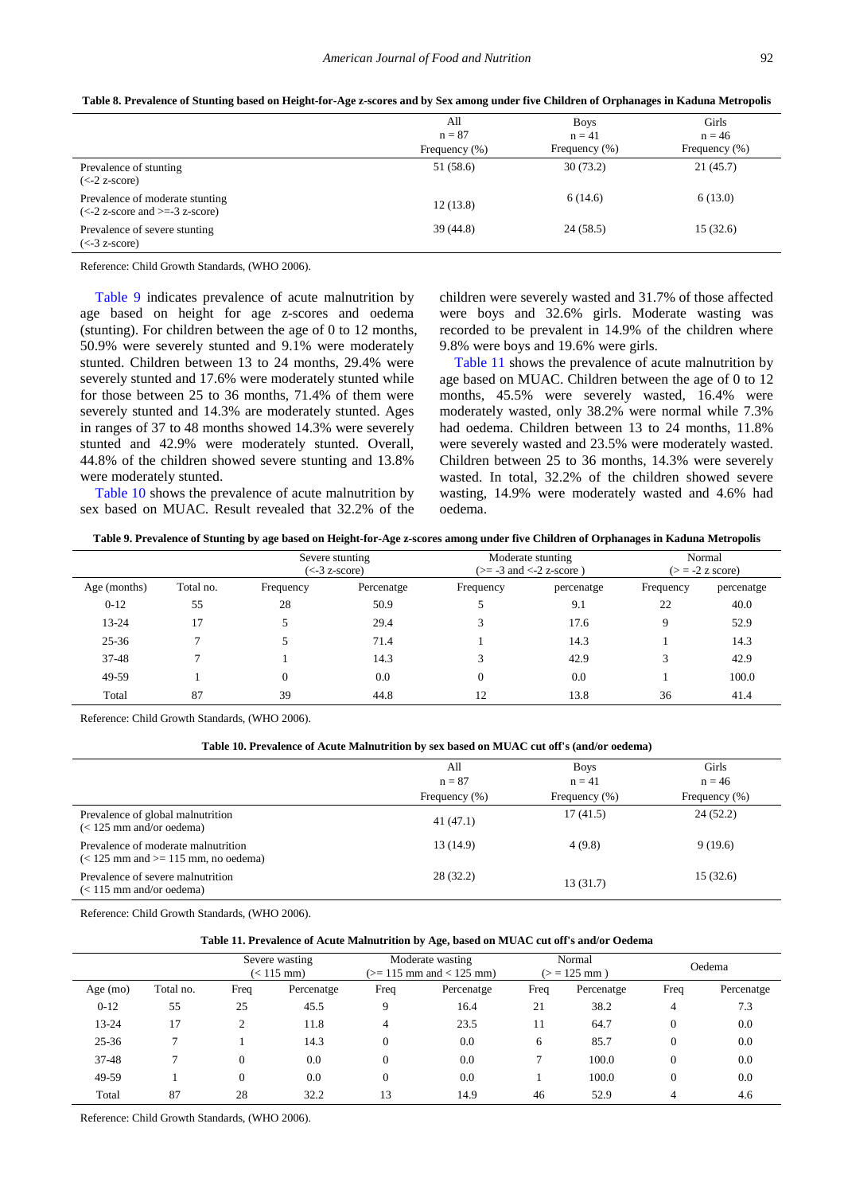**Table 8. Prevalence of Stunting based on Height-for-Age z-scores and by Sex among under five Children of Orphanages in Kaduna Metropolis**

| | All n = 87 Frequency (%) | Boys n = 41 Frequency (%) | Girls n = 46 Frequency (%) |
|---|---|---|---|
| Prevalence of stunting (<-2 z-score) | 51 (58.6) | 30 (73.2) | 21 (45.7) |
| Prevalence of moderate stunting (<-2 z-score and >=-3 z-score) | 12 (13.8) | 6 (14.6) | 6 (13.0) |
| Prevalence of severe stunting (<-3 z-score) | 39 (44.8) | 24 (58.5) | 15 (32.6) |

Reference: Child Growth Standards, (WHO 2006).

Table 9 indicates prevalence of acute malnutrition by age based on height for age z-scores and oedema (stunting). For children between the age of 0 to 12 months, 50.9% were severely stunted and 9.1% were moderately stunted. Children between 13 to 24 months, 29.4% were severely stunted and 17.6% were moderately stunted while for those between 25 to 36 months, 71.4% of them were severely stunted and 14.3% are moderately stunted. Ages in ranges of 37 to 48 months showed 14.3% were severely stunted and 42.9% were moderately stunted. Overall, 44.8% of the children showed severe stunting and 13.8% were moderately stunted.

Table 10 shows the prevalence of acute malnutrition by sex based on MUAC. Result revealed that 32.2% of the children were severely wasted and 31.7% of those affected were boys and 32.6% girls. Moderate wasting was recorded to be prevalent in 14.9% of the children where 9.8% were boys and 19.6% were girls.

Table 11 shows the prevalence of acute malnutrition by age based on MUAC. Children between the age of 0 to 12 months, 45.5% were severely wasted, 16.4% were moderately wasted, only 38.2% were normal while 7.3% had oedema. Children between 13 to 24 months, 11.8% were severely wasted and 23.5% were moderately wasted. Children between 25 to 36 months, 14.3% were severely wasted. In total, 32.2% of the children showed severe wasting, 14.9% were moderately wasted and 4.6% had oedema.

**Table 9. Prevalence of Stunting by age based on Height-for-Age z-scores among under five Children of Orphanages in Kaduna Metropolis**

| | | Severe stunting (<-3 z-score) | | Moderate stunting (>= -3 and <-2 z-score ) | | Normal (> = -2 z score) | |
|---|---|---|---|---|---|---|---|
| Age (months) | Total no. | Frequency | Percenatge | Frequency | percenatge | Frequency | percenatge |
| 0-12 | 55 | 28 | 50.9 | 5 | 9.1 | 22 | 40.0 |
| 13-24 | 17 | 5 | 29.4 | 3 | 17.6 | 9 | 52.9 |
| 25-36 | 7 | 5 | 71.4 | 1 | 14.3 | 1 | 14.3 |
| 37-48 | 7 | 1 | 14.3 | 3 | 42.9 | 3 | 42.9 |
| 49-59 | 1 | 0 | 0.0 | 0 | 0.0 | 1 | 100.0 |
| Total | 87 | 39 | 44.8 | 12 | 13.8 | 36 | 41.4 |

Reference: Child Growth Standards, (WHO 2006).

**Table 10. Prevalence of Acute Malnutrition by sex based on MUAC cut off's (and/or oedema)**

| | All n = 87 Frequency (%) | Boys n = 41 Frequency (%) | Girls n = 46 Frequency (%) |
|---|---|---|---|
| Prevalence of global malnutrition (< 125 mm and/or oedema) | 41 (47.1) | 17 (41.5) | 24 (52.2) |
| Prevalence of moderate malnutrition (< 125 mm and >= 115 mm, no oedema) | 13 (14.9) | 4 (9.8) | 9 (19.6) |
| Prevalence of severe malnutrition (< 115 mm and/or oedema) | 28 (32.2) | 13 (31.7) | 15 (32.6) |

Reference: Child Growth Standards, (WHO 2006).

**Table 11. Prevalence of Acute Malnutrition by Age, based on MUAC cut off's and/or Oedema**

| | | Severe wasting (< 115 mm) | | Moderate wasting (>= 115 mm and < 125 mm) | | Normal (> = 125 mm ) | | Oedema | |
|---|---|---|---|---|---|---|---|---|---|
| Age (mo) | Total no. | Freq | Percenatge | Freq | Percenatge | Freq | Percenatge | Freq | Percenatge |
| 0-12 | 55 | 25 | 45.5 | 9 | 16.4 | 21 | 38.2 | 4 | 7.3 |
| 13-24 | 17 | 2 | 11.8 | 4 | 23.5 | 11 | 64.7 | 0 | 0.0 |
| 25-36 | 7 | 1 | 14.3 | 0 | 0.0 | 6 | 85.7 | 0 | 0.0 |
| 37-48 | 7 | 0 | 0.0 | 0 | 0.0 | 7 | 100.0 | 0 | 0.0 |
| 49-59 | 1 | 0 | 0.0 | 0 | 0.0 | 1 | 100.0 | 0 | 0.0 |
| Total | 87 | 28 | 32.2 | 13 | 14.9 | 46 | 52.9 | 4 | 4.6 |

Reference: Child Growth Standards, (WHO 2006).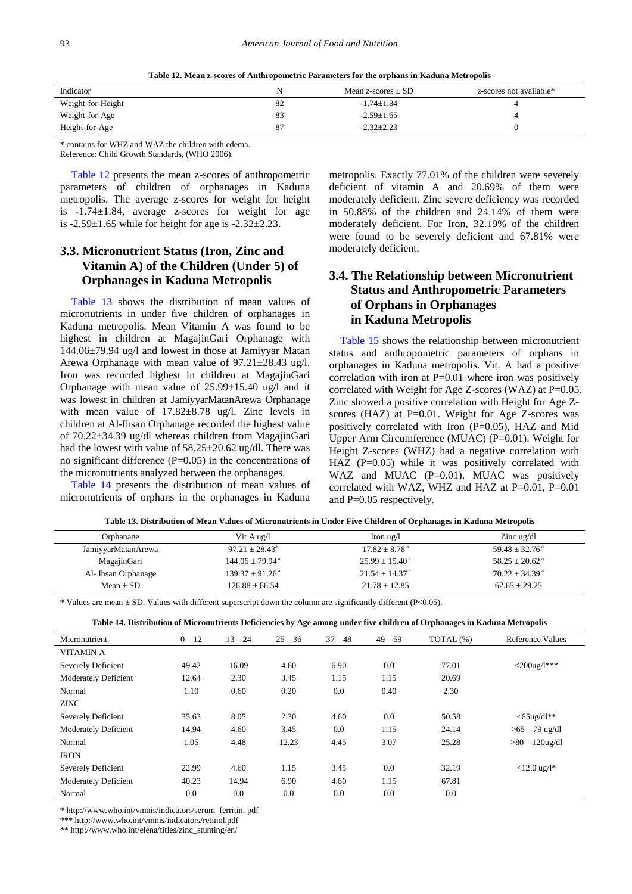**Table 12. Mean z-scores of Anthropometric Parameters for the orphans in Kaduna Metropolis**

| Indicator | N | Mean z-scores ± SD | z-scores not available* |
|---|---|---|---|
| Weight-for-Height | 82 | -1.74±1.84 | 4 |
| Weight-for-Age | 83 | -2.59±1.65 | 4 |
| Height-for-Age | 87 | -2.32±2.23 | 0 |

* contains for WHZ and WAZ the children with edema.
Reference: Child Growth Standards, (WHO 2006).

Table 12 presents the mean z-scores of anthropometric parameters of children of orphanages in Kaduna metropolis. The average z-scores for weight for height is -1.74±1.84, average z-scores for weight for age is -2.59±1.65 while for height for age is -2.32±2.23.

## 3.3. Micronutrient Status (Iron, Zinc and Vitamin A) of the Children (Under 5) of Orphanages in Kaduna Metropolis

Table 13 shows the distribution of mean values of micronutrients in under five children of orphanages in Kaduna metropolis. Mean Vitamin A was found to be highest in children at MagajinGari Orphanage with 144.06±79.94 ug/l and lowest in those at Jamiyyar Matan Arewa Orphanage with mean value of 97.21±28.43 ug/l. Iron was recorded highest in children at MagajinGari Orphanage with mean value of 25.99±15.40 ug/l and it was lowest in children at JamiyyarMatanArewa Orphanage with mean value of 17.82±8.78 ug/l. Zinc levels in children at Al-Ihsan Orphanage recorded the highest value of 70.22±34.39 ug/dl whereas children from MagajinGari had the lowest with value of 58.25±20.62 ug/dl. There was no significant difference (P=0.05) in the concentrations of the micronutrients analyzed between the orphanages.

Table 14 presents the distribution of mean values of micronutrients of orphans in the orphanages in Kaduna metropolis. Exactly 77.01% of the children were severely deficient of vitamin A and 20.69% of them were moderately deficient. Zinc severe deficiency was recorded in 50.88% of the children and 24.14% of them were moderately deficient. For Iron, 32.19% of the children were found to be severely deficient and 67.81% were moderately deficient.

## 3.4. The Relationship between Micronutrient Status and Anthropometric Parameters of Orphans in Orphanages in Kaduna Metropolis

Table 15 shows the relationship between micronutrient status and anthropometric parameters of orphans in orphanages in Kaduna metropolis. Vit. A had a positive correlation with iron at P=0.01 where iron was positively correlated with Weight for Age Z-scores (WAZ) at P=0.05. Zinc showed a positive correlation with Height for Age Z-scores (HAZ) at P=0.01. Weight for Age Z-scores was positively correlated with Iron (P=0.05), HAZ and Mid Upper Arm Circumference (MUAC) (P=0.01). Weight for Height Z-scores (WHZ) had a negative correlation with HAZ (P=0.05) while it was positively correlated with WAZ and MUAC (P=0.01). MUAC was positively correlated with WAZ, WHZ and HAZ at P=0.01, P=0.01 and P=0.05 respectively.

**Table 13. Distribution of Mean Values of Micronutrients in Under Five Children of Orphanages in Kaduna Metropolis**

| Orphanage | Vit A ug/l | Iron ug/l | Zinc ug/dl |
|---|---|---|---|
| JamiyyarMatanArewa | 97.21 ± 28.43[a] | 17.82 ± 8.78[a] | 59.48 ± 32.76[a] |
| MagajinGari | 144.06 ± 79.94[a] | 25.99 ± 15.40[a] | 58.25 ± 20.62[a] |
| Al- Ihsan Orphanage | 139.37 ± 91.26[a] | 21.54 ± 14.37[a] | 70.22 ± 34.39[a] |
| Mean ± SD | 126.88 ± 66.54 | 21.78 ± 12.85 | 62.65 ± 29.25 |

* Values are mean ± SD. Values with different superscript down the column are significantly different (P<0.05).

**Table 14. Distribution of Micronutrients Deficiencies by Age among under five children of Orphanages in Kaduna Metropolis**

| Micronutrient | 0 – 12 | 13 – 24 | 25 – 36 | 37 – 48 | 49 – 59 | TOTAL (%) | Reference Values |
|---|---|---|---|---|---|---|---|
| VITAMIN A | | | | | | | |
| Severely Deficient | 49.42 | 16.09 | 4.60 | 6.90 | 0.0 | 77.01 | <200ug/l*** |
| Moderately Deficient | 12.64 | 2.30 | 3.45 | 1.15 | 1.15 | 20.69 | |
| Normal | 1.10 | 0.60 | 0.20 | 0.0 | 0.40 | 2.30 | |
| ZINC | | | | | | | |
| Severely Deficient | 35.63 | 8.05 | 2.30 | 4.60 | 0.0 | 50.58 | <65ug/dl** |
| Moderately Deficient | 14.94 | 4.60 | 3.45 | 0.0 | 1.15 | 24.14 | >65 – 79 ug/dl |
| Normal | 1.05 | 4.48 | 12.23 | 4.45 | 3.07 | 25.28 | >80 – 120ug/dl |
| IRON | | | | | | | |
| Severely Deficient | 22.99 | 4.60 | 1.15 | 3.45 | 0.0 | 32.19 | <12.0 ug/l* |
| Moderately Deficient | 40.23 | 14.94 | 6.90 | 4.60 | 1.15 | 67.81 | |
| Normal | 0.0 | 0.0 | 0.0 | 0.0 | 0.0 | 0.0 | |

* http://www.who.int/vmnis/indicators/serum_ferritin. pdf
*** http://www.who.int/vmnis/indicators/retinol.pdf
** http://www.who.int/elena/titles/zinc_stunting/en/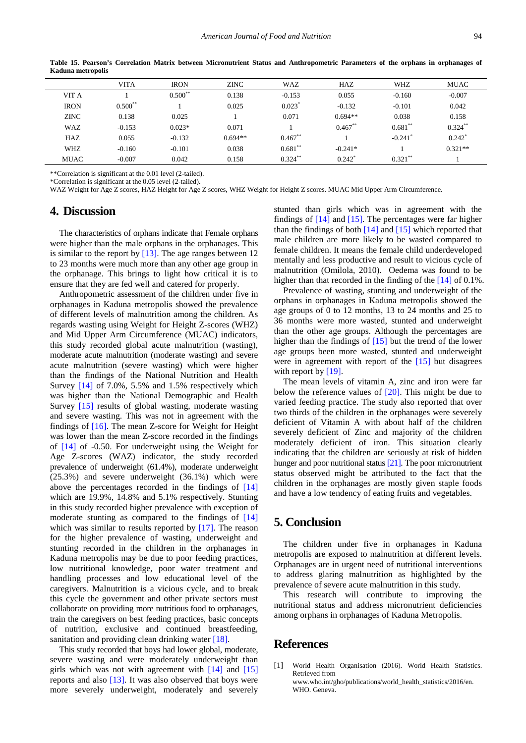**Table 15. Pearson's Correlation Matrix between Micronutrient Status and Anthropometric Parameters of the orphans in orphanages of Kaduna metropolis**

| | VITA | IRON | ZINC | WAZ | HAZ | WHZ | MUAC |
|---|---|---|---|---|---|---|---|
| VIT A | 1 | 0.500** | 0.138 | -0.153 | 0.055 | -0.160 | -0.007 |
| IRON | 0.500** | 1 | 0.025 | 0.023* | -0.132 | -0.101 | 0.042 |
| ZINC | 0.138 | 0.025 | 1 | 0.071 | 0.694** | 0.038 | 0.158 |
| WAZ | -0.153 | 0.023* | 0.071 | 1 | 0.467** | 0.681** | 0.324** |
| HAZ | 0.055 | -0.132 | 0.694** | 0.467** | 1 | -0.241* | 0.242* |
| WHZ | -0.160 | -0.101 | 0.038 | 0.681** | -0.241* | 1 | 0.321** |
| MUAC | -0.007 | 0.042 | 0.158 | 0.324** | 0.242* | 0.321** | 1 |

**Correlation is significant at the 0.01 level (2-tailed).

*Correlation is significant at the 0.05 level (2-tailed).

WAZ Weight for Age Z scores, HAZ Height for Age Z scores, WHZ Weight for Height Z scores. MUAC Mid Upper Arm Circumference.

## 4. Discussion

The characteristics of orphans indicate that Female orphans were higher than the male orphans in the orphanages. This is similar to the report by [13]. The age ranges between 12 to 23 months were much more than any other age group in the orphanage. This brings to light how critical it is to ensure that they are fed well and catered for properly.

Anthropometric assessment of the children under five in orphanages in Kaduna metropolis showed the prevalence of different levels of malnutrition among the children. As regards wasting using Weight for Height Z-scores (WHZ) and Mid Upper Arm Circumference (MUAC) indicators, this study recorded global acute malnutrition (wasting), moderate acute malnutrition (moderate wasting) and severe acute malnutrition (severe wasting) which were higher than the findings of the National Nutrition and Health Survey [14] of 7.0%, 5.5% and 1.5% respectively which was higher than the National Demographic and Health Survey [15] results of global wasting, moderate wasting and severe wasting. This was not in agreement with the findings of [16]. The mean Z-score for Weight for Height was lower than the mean Z-score recorded in the findings of [14] of -0.50. For underweight using the Weight for Age Z-scores (WAZ) indicator, the study recorded prevalence of underweight (61.4%), moderate underweight (25.3%) and severe underweight (36.1%) which were above the percentages recorded in the findings of [14] which are 19.9%, 14.8% and 5.1% respectively. Stunting in this study recorded higher prevalence with exception of moderate stunting as compared to the findings of [14] which was similar to results reported by [17]. The reason for the higher prevalence of wasting, underweight and stunting recorded in the children in the orphanages in Kaduna metropolis may be due to poor feeding practices, low nutritional knowledge, poor water treatment and handling processes and low educational level of the caregivers. Malnutrition is a vicious cycle, and to break this cycle the government and other private sectors must collaborate on providing more nutritious food to orphanages, train the caregivers on best feeding practices, basic concepts of nutrition, exclusive and continued breastfeeding, sanitation and providing clean drinking water [18].

This study recorded that boys had lower global, moderate, severe wasting and were moderately underweight than girls which was not with agreement with [14] and [15] reports and also [13]. It was also observed that boys were more severely underweight, moderately and severely stunted than girls which was in agreement with the findings of [14] and [15]. The percentages were far higher than the findings of both [14] and [15] which reported that male children are more likely to be wasted compared to female children. It means the female child underdeveloped mentally and less productive and result to vicious cycle of malnutrition (Omilola, 2010). Oedema was found to be higher than that recorded in the finding of the [14] of 0.1%.

Prevalence of wasting, stunting and underweight of the orphans in orphanages in Kaduna metropolis showed the age groups of 0 to 12 months, 13 to 24 months and 25 to 36 months were more wasted, stunted and underweight than the other age groups. Although the percentages are higher than the findings of [15] but the trend of the lower age groups been more wasted, stunted and underweight were in agreement with report of the [15] but disagrees with report by [19].

The mean levels of vitamin A, zinc and iron were far below the reference values of [20]. This might be due to varied feeding practice. The study also reported that over two thirds of the children in the orphanages were severely deficient of Vitamin A with about half of the children severely deficient of Zinc and majority of the children moderately deficient of iron. This situation clearly indicating that the children are seriously at risk of hidden hunger and poor nutritional status [21]. The poor micronutrient status observed might be attributed to the fact that the children in the orphanages are mostly given staple foods and have a low tendency of eating fruits and vegetables.

## 5. Conclusion

The children under five in orphanages in Kaduna metropolis are exposed to malnutrition at different levels. Orphanages are in urgent need of nutritional interventions to address glaring malnutrition as highlighted by the prevalence of severe acute malnutrition in this study.

This research will contribute to improving the nutritional status and address micronutrient deficiencies among orphans in orphanages of Kaduna Metropolis.

## References

[1] World Health Organisation (2016). World Health Statistics. Retrieved from www.who.int/gho/publications/world_health_statistics/2016/en. WHO. Geneva.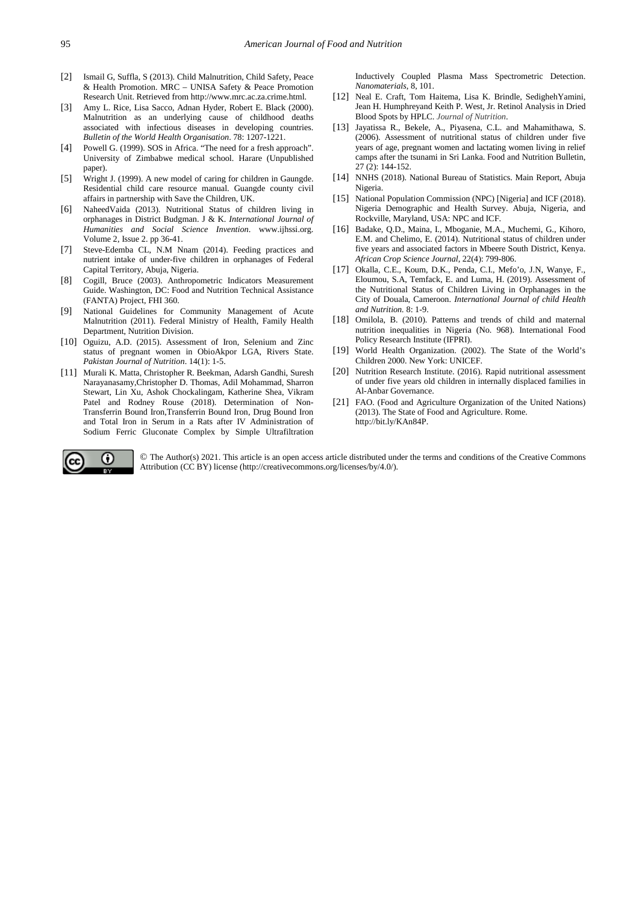[2] Ismail G, Suffla, S (2013). Child Malnutrition, Child Safety, Peace & Health Promotion. MRC – UNISA Safety & Peace Promotion Research Unit. Retrieved from http://www.mrc.ac.za.crime.html.

[3] Amy L. Rice, Lisa Sacco, Adnan Hyder, Robert E. Black (2000). Malnutrition as an underlying cause of childhood deaths associated with infectious diseases in developing countries. *Bulletin of the World Health Organisation*. 78: 1207-1221.

[4] Powell G. (1999). SOS in Africa. "The need for a fresh approach". University of Zimbabwe medical school. Harare (Unpublished paper).

[5] Wright J. (1999). A new model of caring for children in Gaungde. Residential child care resource manual. Guangde county civil affairs in partnership with Save the Children, UK.

[6] NaheedVaida (2013). Nutritional Status of children living in orphanages in District Budgman. J & K. *International Journal of Humanities and Social Science Invention*. www.ijhssi.org. Volume 2, Issue 2. pp 36-41.

[7] Steve-Edemba CL, N.M Nnam (2014). Feeding practices and nutrient intake of under-five children in orphanages of Federal Capital Territory, Abuja, Nigeria.

[8] Cogill, Bruce (2003). Anthropometric Indicators Measurement Guide. Washington, DC: Food and Nutrition Technical Assistance (FANTA) Project, FHI 360.

[9] National Guidelines for Community Management of Acute Malnutrition (2011). Federal Ministry of Health, Family Health Department, Nutrition Division.

[10] Oguizu, A.D. (2015). Assessment of Iron, Selenium and Zinc status of pregnant women in ObioAkpor LGA, Rivers State. *Pakistan Journal of Nutrition*. 14(1): 1-5.

[11] Murali K. Matta, Christopher R. Beekman, Adarsh Gandhi, Suresh Narayanasamy,Christopher D. Thomas, Adil Mohammad, Sharron Stewart, Lin Xu, Ashok Chockalingam, Katherine Shea, Vikram Patel and Rodney Rouse (2018). Determination of Non-Transferrin Bound Iron,Transferrin Bound Iron, Drug Bound Iron and Total Iron in Serum in a Rats after IV Administration of Sodium Ferric Gluconate Complex by Simple Ultrafiltration Inductively Coupled Plasma Mass Spectrometric Detection. *Nanomaterials*, 8, 101.

[12] Neal E. Craft, Tom Haitema, Lisa K. Brindle, SedighehYamini, Jean H. Humphreyand Keith P. West, Jr. Retinol Analysis in Dried Blood Spots by HPLC. *Journal of Nutrition*.

[13] Jayatissa R., Bekele, A., Piyasena, C.L. and Mahamithawa, S. (2006). Assessment of nutritional status of children under five years of age, pregnant women and lactating women living in relief camps after the tsunami in Sri Lanka. Food and Nutrition Bulletin, 27 (2): 144-152.

[14] NNHS (2018). National Bureau of Statistics. Main Report, Abuja Nigeria.

[15] National Population Commission (NPC) [Nigeria] and ICF (2018). Nigeria Demographic and Health Survey. Abuja, Nigeria, and Rockville, Maryland, USA: NPC and ICF.

[16] Badake, Q.D., Maina, I., Mboganie, M.A., Muchemi, G., Kihoro, E.M. and Chelimo, E. (2014). Nutritional status of children under five years and associated factors in Mbeere South District, Kenya. *African Crop Science Journal*, 22(4): 799-806.

[17] Okalla, C.E., Koum, D.K., Penda, C.I., Mefo'o, J.N, Wanye, F., Eloumou, S.A, Temfack, E. and Luma, H. (2019). Assessment of the Nutritional Status of Children Living in Orphanages in the City of Douala, Cameroon. *International Journal of child Health and Nutrition*. 8: 1-9.

[18] Omilola, B. (2010). Patterns and trends of child and maternal nutrition inequalities in Nigeria (No. 968). International Food Policy Research Institute (IFPRI).

[19] World Health Organization. (2002). The State of the World's Children 2000. New York: UNICEF.

[20] Nutrition Research Institute. (2016). Rapid nutritional assessment of under five years old children in internally displaced families in Al-Anbar Governance.

[21] FAO. (Food and Agriculture Organization of the United Nations) (2013). The State of Food and Agriculture. Rome. http://bit.ly/KAn84P.

© The Author(s) 2021. This article is an open access article distributed under the terms and conditions of the Creative Commons Attribution (CC BY) license (http://creativecommons.org/licenses/by/4.0/).